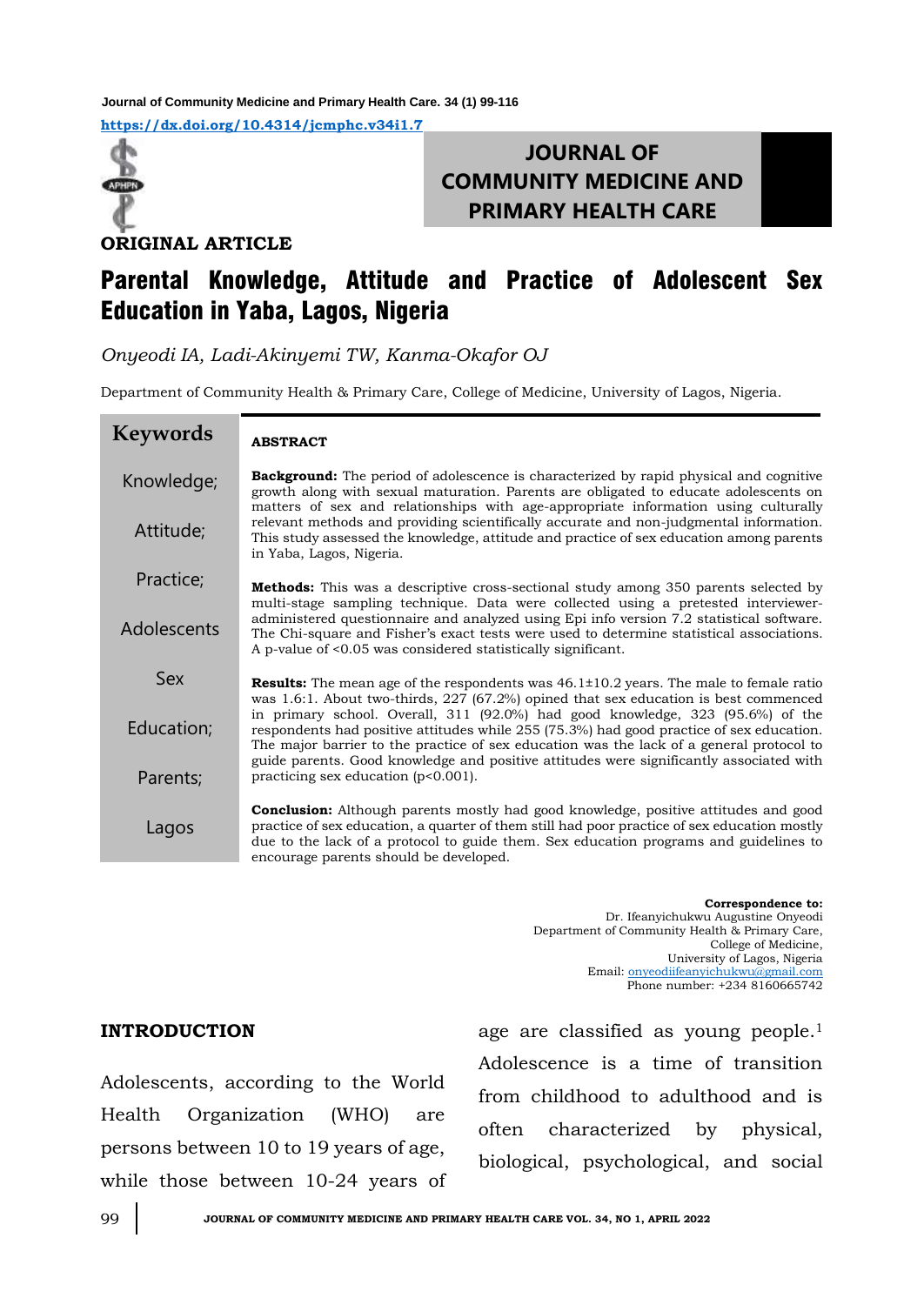https://dx.doi.org/10.4314/jcmphc.v34i1.7

**JOURNAL OF COMMUNITY MEDICINE AND PRIMARY HEALTH CARE**

**ORIGINAL ARTICLE**

# Parental Knowledge, Attitude and Practice of Adolescent Sex Education in Yaba, Lagos, Nigeria

*Onyeodi IA, Ladi-Akinyemi TW, Kanma-Okafor OJ*

Department of Community Health & Primary Care, College of Medicine, University of Lagos, Nigeria.

**Keywords**

Knowledge; Attitude; Practice; Adolescents Sex Education; Parents; Lagos

**ABSTRACT**

**Background:** The period of adolescence is characterized by rapid physical and cognitive growth along with sexual maturation. Parents are obligated to educate adolescents on matters of sex and relationships with age-appropriate information using culturally relevant methods and providing scientifically accurate and non-judgmental information. This study assessed the knowledge, attitude and practice of sex education among parents in Yaba, Lagos, Nigeria.

**Methods:** This was a descriptive cross-sectional study among 350 parents selected by multi-stage sampling technique. Data were collected using a pretested interviewer-administered questionnaire and analyzed using Epi info version 7.2 statistical software. The Chi-square and Fisher's exact tests were used to determine statistical associations. A p-value of <0.05 was considered statistically significant.

**Results:** The mean age of the respondents was 46.1±10.2 years. The male to female ratio was 1.6:1. About two-thirds, 227 (67.2%) opined that sex education is best commenced in primary school. Overall, 311 (92.0%) had good knowledge, 323 (95.6%) of the respondents had positive attitudes while 255 (75.3%) had good practice of sex education. The major barrier to the practice of sex education was the lack of a general protocol to guide parents. Good knowledge and positive attitudes were significantly associated with practicing sex education (p<0.001).

**Conclusion:** Although parents mostly had good knowledge, positive attitudes and good practice of sex education, a quarter of them still had poor practice of sex education mostly due to the lack of a protocol to guide them. Sex education programs and guidelines to encourage parents should be developed.

**Correspondence to:**
Dr. Ifeanyichukwu Augustine Onyeodi
Department of Community Health & Primary Care,
College of Medicine,
University of Lagos, Nigeria
Email: onyeodiifeanyichukwu@gmail.com
Phone number: +234 8160665742

## INTRODUCTION

Adolescents, according to the World Health Organization (WHO) are persons between 10 to 19 years of age, while those between 10-24 years of age are classified as young people.[1] Adolescence is a time of transition from childhood to adulthood and is often characterized by physical, biological, psychological, and social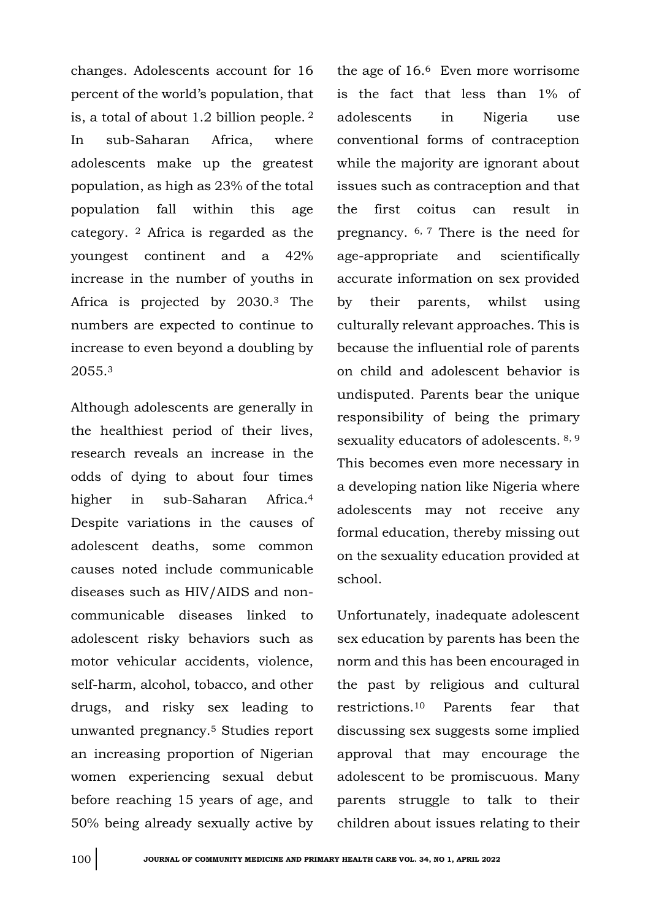changes. Adolescents account for 16 percent of the world's population, that is, a total of about 1.2 billion people. [2] In sub-Saharan Africa, where adolescents make up the greatest population, as high as 23% of the total population fall within this age category. [2] Africa is regarded as the youngest continent and a 42% increase in the number of youths in Africa is projected by 2030.[3] The numbers are expected to continue to increase to even beyond a doubling by 2055.[3]

Although adolescents are generally in the healthiest period of their lives, research reveals an increase in the odds of dying to about four times higher in sub-Saharan Africa.[4] Despite variations in the causes of adolescent deaths, some common causes noted include communicable diseases such as HIV/AIDS and non-communicable diseases linked to adolescent risky behaviors such as motor vehicular accidents, violence, self-harm, alcohol, tobacco, and other drugs, and risky sex leading to unwanted pregnancy.[5] Studies report an increasing proportion of Nigerian women experiencing sexual debut before reaching 15 years of age, and 50% being already sexually active by the age of 16.[6] Even more worrisome is the fact that less than 1% of adolescents in Nigeria use conventional forms of contraception while the majority are ignorant about issues such as contraception and that the first coitus can result in pregnancy. [6, 7] There is the need for age-appropriate and scientifically accurate information on sex provided by their parents, whilst using culturally relevant approaches. This is because the influential role of parents on child and adolescent behavior is undisputed. Parents bear the unique responsibility of being the primary sexuality educators of adolescents. [8, 9] This becomes even more necessary in a developing nation like Nigeria where adolescents may not receive any formal education, thereby missing out on the sexuality education provided at school.

Unfortunately, inadequate adolescent sex education by parents has been the norm and this has been encouraged in the past by religious and cultural restrictions.[10] Parents fear that discussing sex suggests some implied approval that may encourage the adolescent to be promiscuous. Many parents struggle to talk to their children about issues relating to their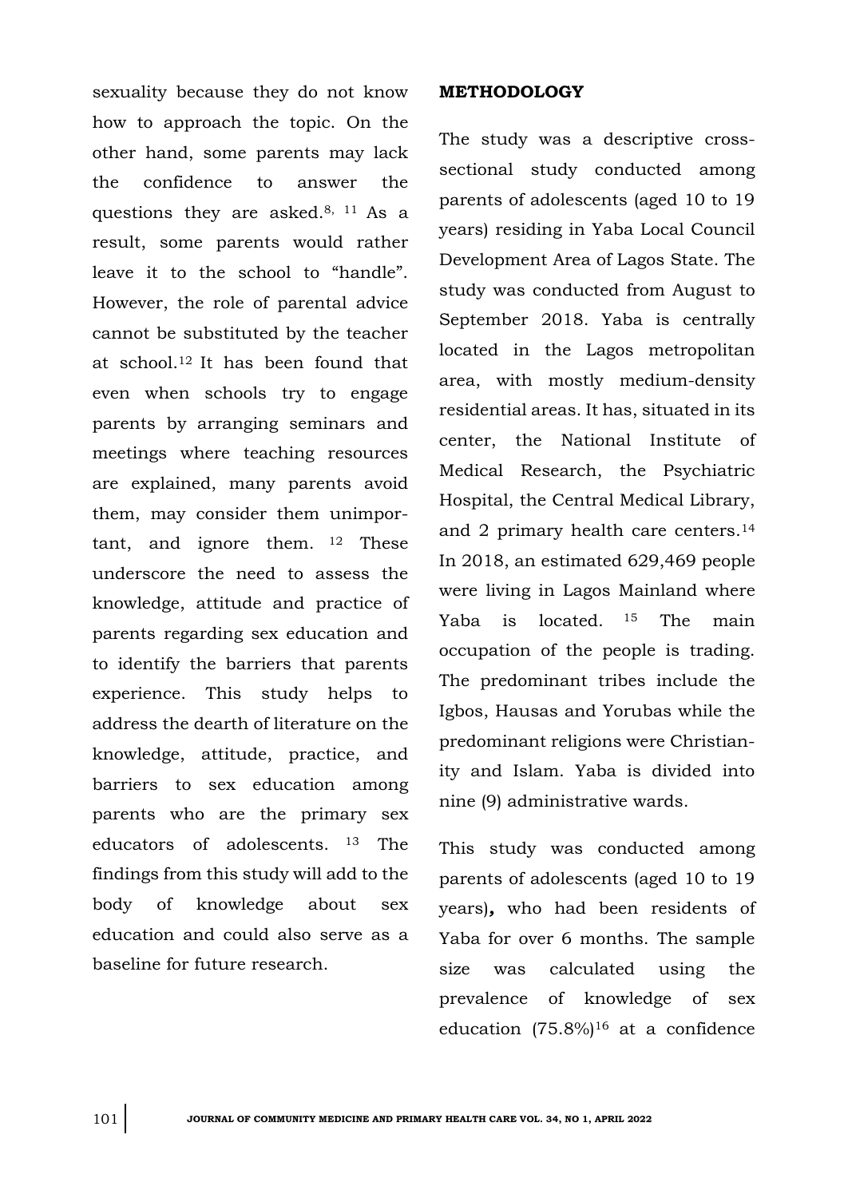sexuality because they do not know how to approach the topic. On the other hand, some parents may lack the confidence to answer the questions they are asked.[8, 11] As a result, some parents would rather leave it to the school to "handle". However, the role of parental advice cannot be substituted by the teacher at school.[12] It has been found that even when schools try to engage parents by arranging seminars and meetings where teaching resources are explained, many parents avoid them, may consider them unimportant, and ignore them.[12] These underscore the need to assess the knowledge, attitude and practice of parents regarding sex education and to identify the barriers that parents experience. This study helps to address the dearth of literature on the knowledge, attitude, practice, and barriers to sex education among parents who are the primary sex educators of adolescents.[13] The findings from this study will add to the body of knowledge about sex education and could also serve as a baseline for future research.

**METHODOLOGY**

The study was a descriptive cross-sectional study conducted among parents of adolescents (aged 10 to 19 years) residing in Yaba Local Council Development Area of Lagos State. The study was conducted from August to September 2018. Yaba is centrally located in the Lagos metropolitan area, with mostly medium-density residential areas. It has, situated in its center, the National Institute of Medical Research, the Psychiatric Hospital, the Central Medical Library, and 2 primary health care centers.[14] In 2018, an estimated 629,469 people were living in Lagos Mainland where Yaba is located.[15] The main occupation of the people is trading. The predominant tribes include the Igbos, Hausas and Yorubas while the predominant religions were Christianity and Islam. Yaba is divided into nine (9) administrative wards.

This study was conducted among parents of adolescents (aged 10 to 19 years)**,** who had been residents of Yaba for over 6 months. The sample size was calculated using the prevalence of knowledge of sex education (75.8%)[16] at a confidence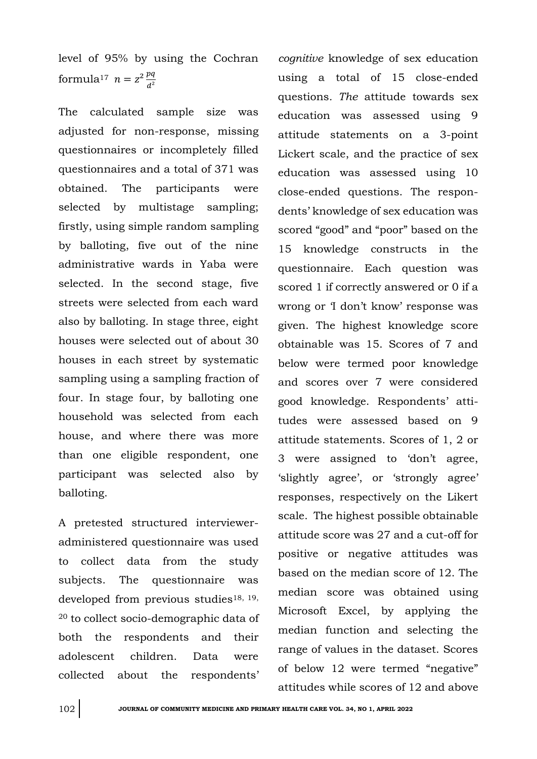level of 95% by using the Cochran formula[17] $n = z^2 \frac{pq}{d^2}$

The calculated sample size was adjusted for non-response, missing questionnaires or incompletely filled questionnaires and a total of 371 was obtained. The participants were selected by multistage sampling; firstly, using simple random sampling by balloting, five out of the nine administrative wards in Yaba were selected. In the second stage, five streets were selected from each ward also by balloting. In stage three, eight houses were selected out of about 30 houses in each street by systematic sampling using a sampling fraction of four. In stage four, by balloting one household was selected from each house, and where there was more than one eligible respondent, one participant was selected also by balloting.

A pretested structured interviewer-administered questionnaire was used to collect data from the study subjects. The questionnaire was developed from previous studies[18, 19, 20] to collect socio-demographic data of both the respondents and their adolescent children. Data were collected about the respondents' *cognitive* knowledge of sex education using a total of 15 close-ended questions. *The* attitude towards sex education was assessed using 9 attitude statements on a 3-point Lickert scale, and the practice of sex education was assessed using 10 close-ended questions. The respondents' knowledge of sex education was scored "good" and "poor" based on the 15 knowledge constructs in the questionnaire. Each question was scored 1 if correctly answered or 0 if a wrong or 'I don't know' response was given. The highest knowledge score obtainable was 15. Scores of 7 and below were termed poor knowledge and scores over 7 were considered good knowledge. Respondents' attitudes were assessed based on 9 attitude statements. Scores of 1, 2 or 3 were assigned to 'don't agree, 'slightly agree', or 'strongly agree' responses, respectively on the Likert scale. The highest possible obtainable attitude score was 27 and a cut-off for positive or negative attitudes was based on the median score of 12. The median score was obtained using Microsoft Excel, by applying the median function and selecting the range of values in the dataset. Scores of below 12 were termed "negative" attitudes while scores of 12 and above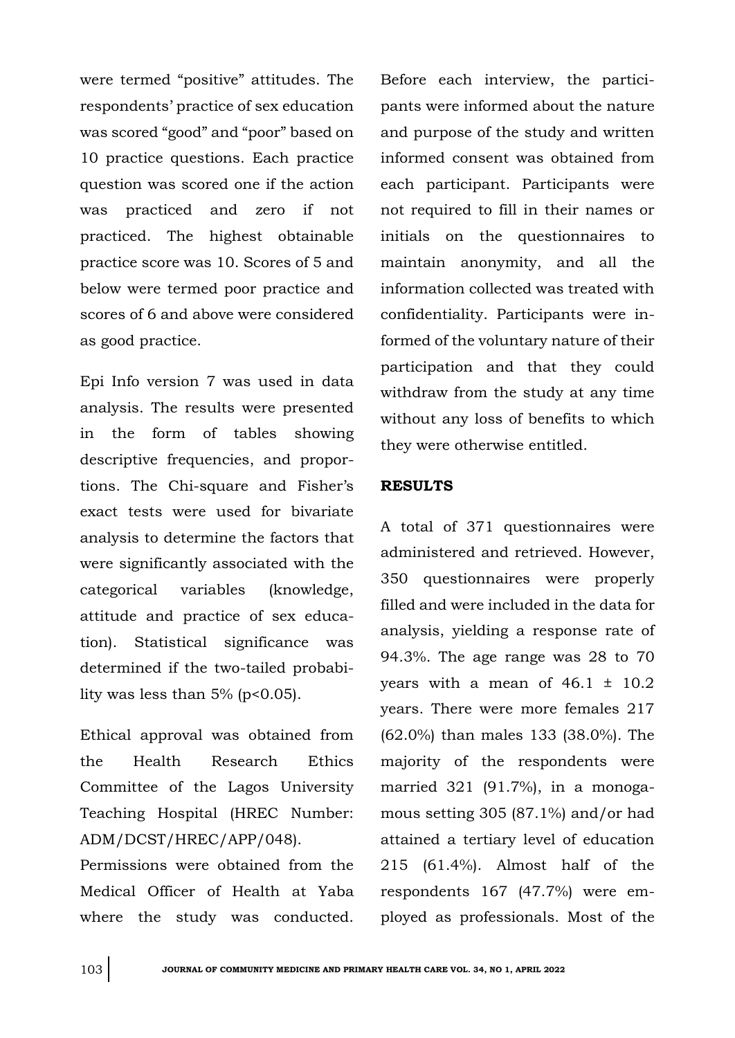were termed "positive" attitudes. The respondents' practice of sex education was scored "good" and "poor" based on 10 practice questions. Each practice question was scored one if the action was practiced and zero if not practiced. The highest obtainable practice score was 10. Scores of 5 and below were termed poor practice and scores of 6 and above were considered as good practice.

Epi Info version 7 was used in data analysis. The results were presented in the form of tables showing descriptive frequencies, and proportions. The Chi-square and Fisher's exact tests were used for bivariate analysis to determine the factors that were significantly associated with the categorical variables (knowledge, attitude and practice of sex education). Statistical significance was determined if the two-tailed probability was less than 5% ($p<0.05$).

Ethical approval was obtained from the Health Research Ethics Committee of the Lagos University Teaching Hospital (HREC Number: ADM/DCST/HREC/APP/048).

Permissions were obtained from the Medical Officer of Health at Yaba where the study was conducted. Before each interview, the participants were informed about the nature and purpose of the study and written informed consent was obtained from each participant. Participants were not required to fill in their names or initials on the questionnaires to maintain anonymity, and all the information collected was treated with confidentiality. Participants were informed of the voluntary nature of their participation and that they could withdraw from the study at any time without any loss of benefits to which they were otherwise entitled.

## RESULTS

A total of 371 questionnaires were administered and retrieved. However, 350 questionnaires were properly filled and were included in the data for analysis, yielding a response rate of 94.3%. The age range was 28 to 70 years with a mean of $46.1 \pm 10.2$ years. There were more females 217 (62.0%) than males 133 (38.0%). The majority of the respondents were married 321 (91.7%), in a monogamous setting 305 (87.1%) and/or had attained a tertiary level of education 215 (61.4%). Almost half of the respondents 167 (47.7%) were employed as professionals. Most of the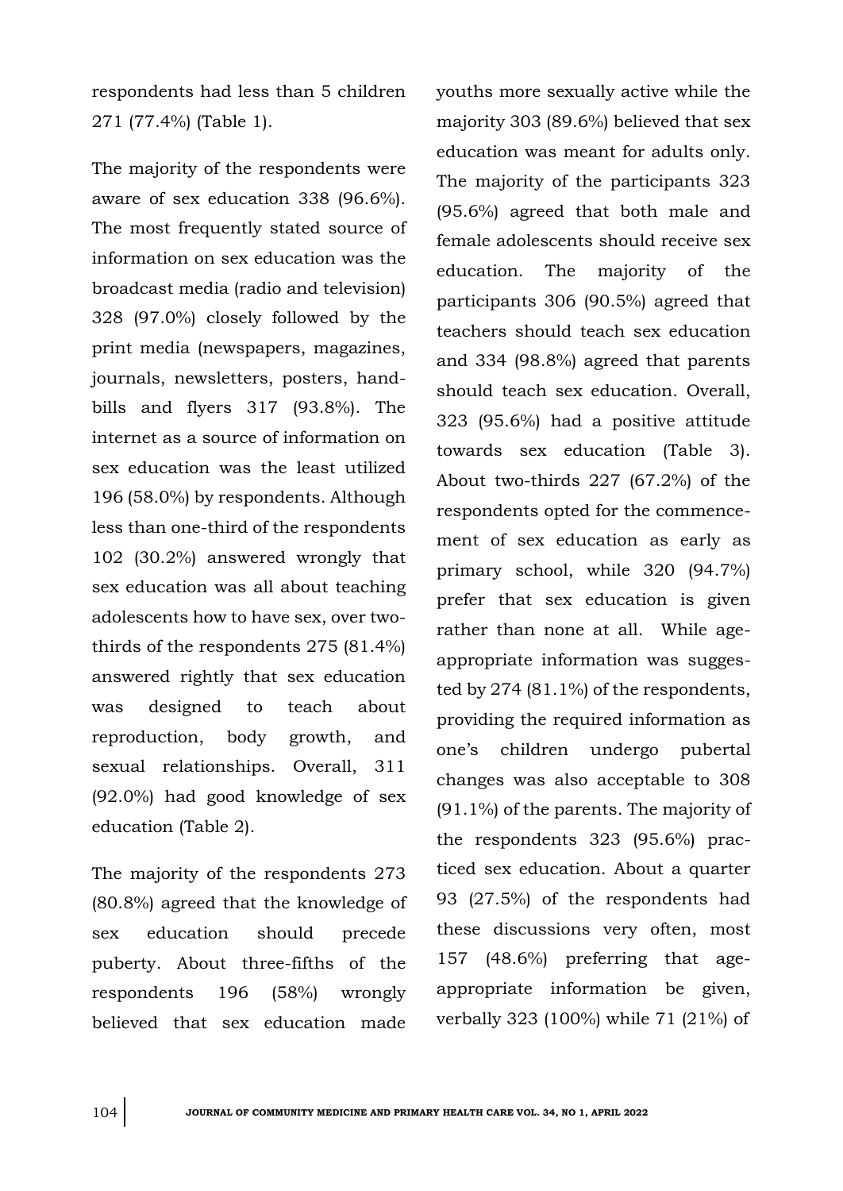respondents had less than 5 children 271 (77.4%) (Table 1).

The majority of the respondents were aware of sex education 338 (96.6%). The most frequently stated source of information on sex education was the broadcast media (radio and television) 328 (97.0%) closely followed by the print media (newspapers, magazines, journals, newsletters, posters, hand-bills and flyers 317 (93.8%). The internet as a source of information on sex education was the least utilized 196 (58.0%) by respondents. Although less than one-third of the respondents 102 (30.2%) answered wrongly that sex education was all about teaching adolescents how to have sex, over two-thirds of the respondents 275 (81.4%) answered rightly that sex education was designed to teach about reproduction, body growth, and sexual relationships. Overall, 311 (92.0%) had good knowledge of sex education (Table 2).

The majority of the respondents 273 (80.8%) agreed that the knowledge of sex education should precede puberty. About three-fifths of the respondents 196 (58%) wrongly believed that sex education made youths more sexually active while the majority 303 (89.6%) believed that sex education was meant for adults only. The majority of the participants 323 (95.6%) agreed that both male and female adolescents should receive sex education. The majority of the participants 306 (90.5%) agreed that teachers should teach sex education and 334 (98.8%) agreed that parents should teach sex education. Overall, 323 (95.6%) had a positive attitude towards sex education (Table 3). About two-thirds 227 (67.2%) of the respondents opted for the commencement of sex education as early as primary school, while 320 (94.7%) prefer that sex education is given rather than none at all. While age-appropriate information was suggested by 274 (81.1%) of the respondents, providing the required information as one's children undergo pubertal changes was also acceptable to 308 (91.1%) of the parents. The majority of the respondents 323 (95.6%) practiced sex education. About a quarter 93 (27.5%) of the respondents had these discussions very often, most 157 (48.6%) preferring that age-appropriate information be given, verbally 323 (100%) while 71 (21%) of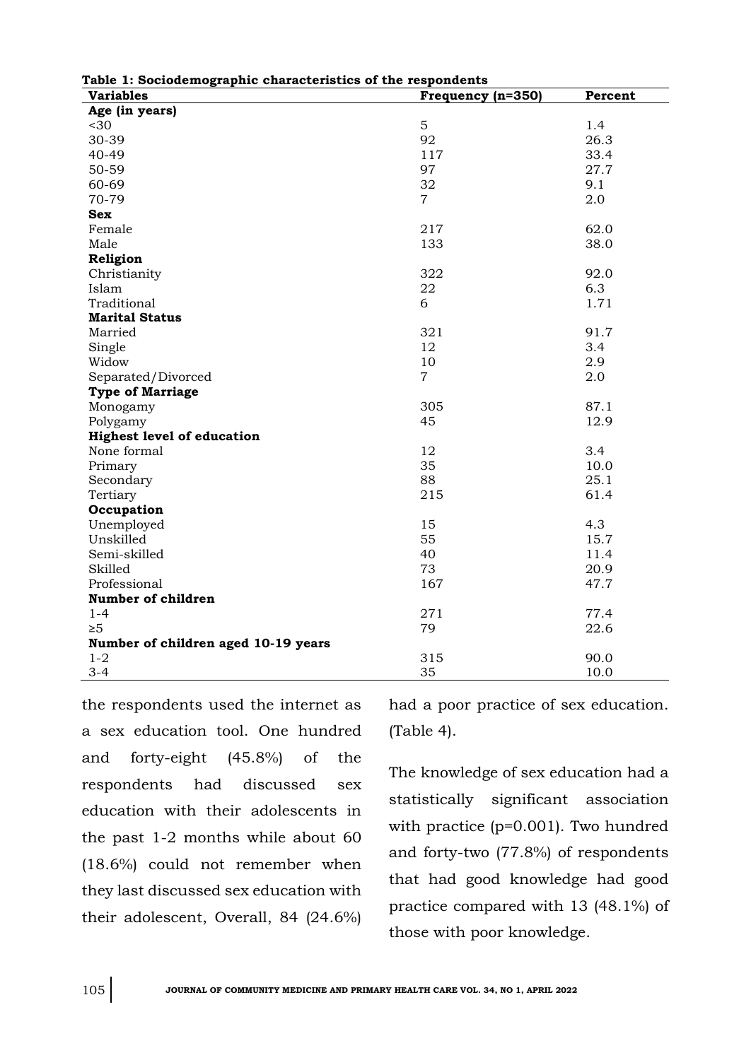**Table 1: Sociodemographic characteristics of the respondents**

| Variables | Frequency (n=350) | Percent |
|---|---|---|
| **Age (in years)** | | |
| <30 | 5 | 1.4 |
| 30-39 | 92 | 26.3 |
| 40-49 | 117 | 33.4 |
| 50-59 | 97 | 27.7 |
| 60-69 | 32 | 9.1 |
| 70-79 | 7 | 2.0 |
| **Sex** | | |
| Female | 217 | 62.0 |
| Male | 133 | 38.0 |
| **Religion** | | |
| Christianity | 322 | 92.0 |
| Islam | 22 | 6.3 |
| Traditional | 6 | 1.71 |
| **Marital Status** | | |
| Married | 321 | 91.7 |
| Single | 12 | 3.4 |
| Widow | 10 | 2.9 |
| Separated/Divorced | 7 | 2.0 |
| **Type of Marriage** | | |
| Monogamy | 305 | 87.1 |
| Polygamy | 45 | 12.9 |
| **Highest level of education** | | |
| None formal | 12 | 3.4 |
| Primary | 35 | 10.0 |
| Secondary | 88 | 25.1 |
| Tertiary | 215 | 61.4 |
| **Occupation** | | |
| Unemployed | 15 | 4.3 |
| Unskilled | 55 | 15.7 |
| Semi-skilled | 40 | 11.4 |
| Skilled | 73 | 20.9 |
| Professional | 167 | 47.7 |
| **Number of children** | | |
| 1-4 | 271 | 77.4 |
| ≥5 | 79 | 22.6 |
| **Number of children aged 10-19 years** | | |
| 1-2 | 315 | 90.0 |
| 3-4 | 35 | 10.0 |

the respondents used the internet as a sex education tool. One hundred and forty-eight (45.8%) of the respondents had discussed sex education with their adolescents in the past 1-2 months while about 60 (18.6%) could not remember when they last discussed sex education with their adolescent, Overall, 84 (24.6%) had a poor practice of sex education. (Table 4).

The knowledge of sex education had a statistically significant association with practice ($p=0.001$). Two hundred and forty-two (77.8%) of respondents that had good knowledge had good practice compared with 13 (48.1%) of those with poor knowledge.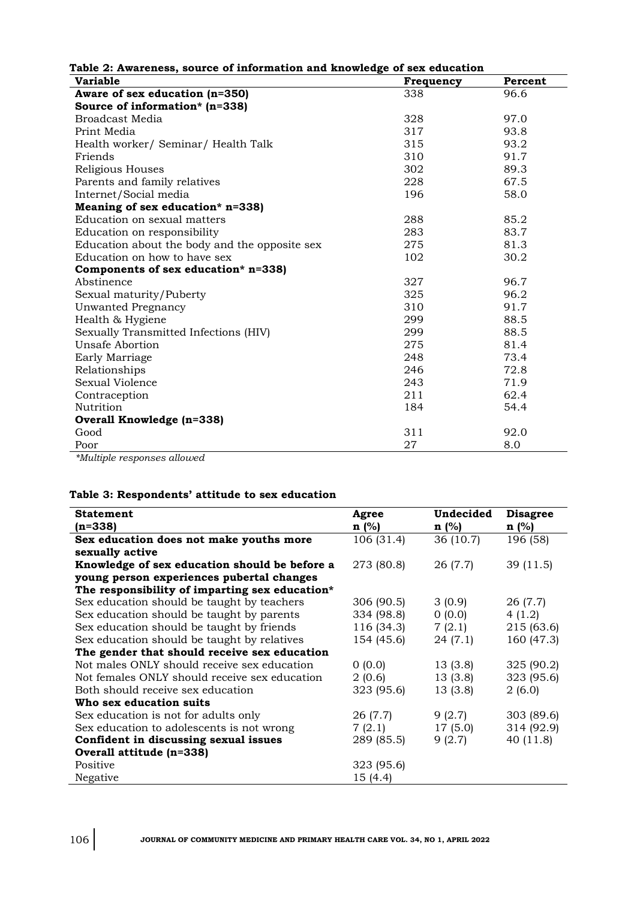**Table 2: Awareness, source of information and knowledge of sex education**

| Variable | Frequency | Percent |
|---|---|---|
| **Aware of sex education (n=350)** | 338 | 96.6 |
| **Source of information* (n=338)** | | |
| Broadcast Media | 328 | 97.0 |
| Print Media | 317 | 93.8 |
| Health worker/ Seminar/ Health Talk | 315 | 93.2 |
| Friends | 310 | 91.7 |
| Religious Houses | 302 | 89.3 |
| Parents and family relatives | 228 | 67.5 |
| Internet/Social media | 196 | 58.0 |
| **Meaning of sex education* n=338)** | | |
| Education on sexual matters | 288 | 85.2 |
| Education on responsibility | 283 | 83.7 |
| Education about the body and the opposite sex | 275 | 81.3 |
| Education on how to have sex | 102 | 30.2 |
| **Components of sex education* n=338)** | | |
| Abstinence | 327 | 96.7 |
| Sexual maturity/Puberty | 325 | 96.2 |
| Unwanted Pregnancy | 310 | 91.7 |
| Health & Hygiene | 299 | 88.5 |
| Sexually Transmitted Infections (HIV) | 299 | 88.5 |
| Unsafe Abortion | 275 | 81.4 |
| Early Marriage | 248 | 73.4 |
| Relationships | 246 | 72.8 |
| Sexual Violence | 243 | 71.9 |
| Contraception | 211 | 62.4 |
| Nutrition | 184 | 54.4 |
| **Overall Knowledge (n=338)** | | |
| Good | 311 | 92.0 |
| Poor | 27 | 8.0 |

*Multiple responses allowed

**Table 3: Respondents' attitude to sex education**

| Statement (n=338) | Agree n (%) | Undecided n (%) | Disagree n (%) |
|---|---|---|---|
| **Sex education does not make youths more sexually active** | 106 (31.4) | 36 (10.7) | 196 (58) |
| **Knowledge of sex education should be before a young person experiences pubertal changes** | 273 (80.8) | 26 (7.7) | 39 (11.5) |
| **The responsibility of imparting sex education*** | | | |
| Sex education should be taught by teachers | 306 (90.5) | 3 (0.9) | 26 (7.7) |
| Sex education should be taught by parents | 334 (98.8) | 0 (0.0) | 4 (1.2) |
| Sex education should be taught by friends | 116 (34.3) | 7 (2.1) | 215 (63.6) |
| Sex education should be taught by relatives | 154 (45.6) | 24 (7.1) | 160 (47.3) |
| **The gender that should receive sex education** | | | |
| Not males ONLY should receive sex education | 0 (0.0) | 13 (3.8) | 325 (90.2) |
| Not females ONLY should receive sex education | 2 (0.6) | 13 (3.8) | 323 (95.6) |
| Both should receive sex education | 323 (95.6) | 13 (3.8) | 2 (6.0) |
| **Who sex education suits** | | | |
| Sex education is not for adults only | 26 (7.7) | 9 (2.7) | 303 (89.6) |
| Sex education to adolescents is not wrong | 7 (2.1) | 17 (5.0) | 314 (92.9) |
| **Confident in discussing sexual issues** | 289 (85.5) | 9 (2.7) | 40 (11.8) |
| **Overall attitude (n=338)** | | | |
| Positive | 323 (95.6) | | |
| Negative | 15 (4.4) | | |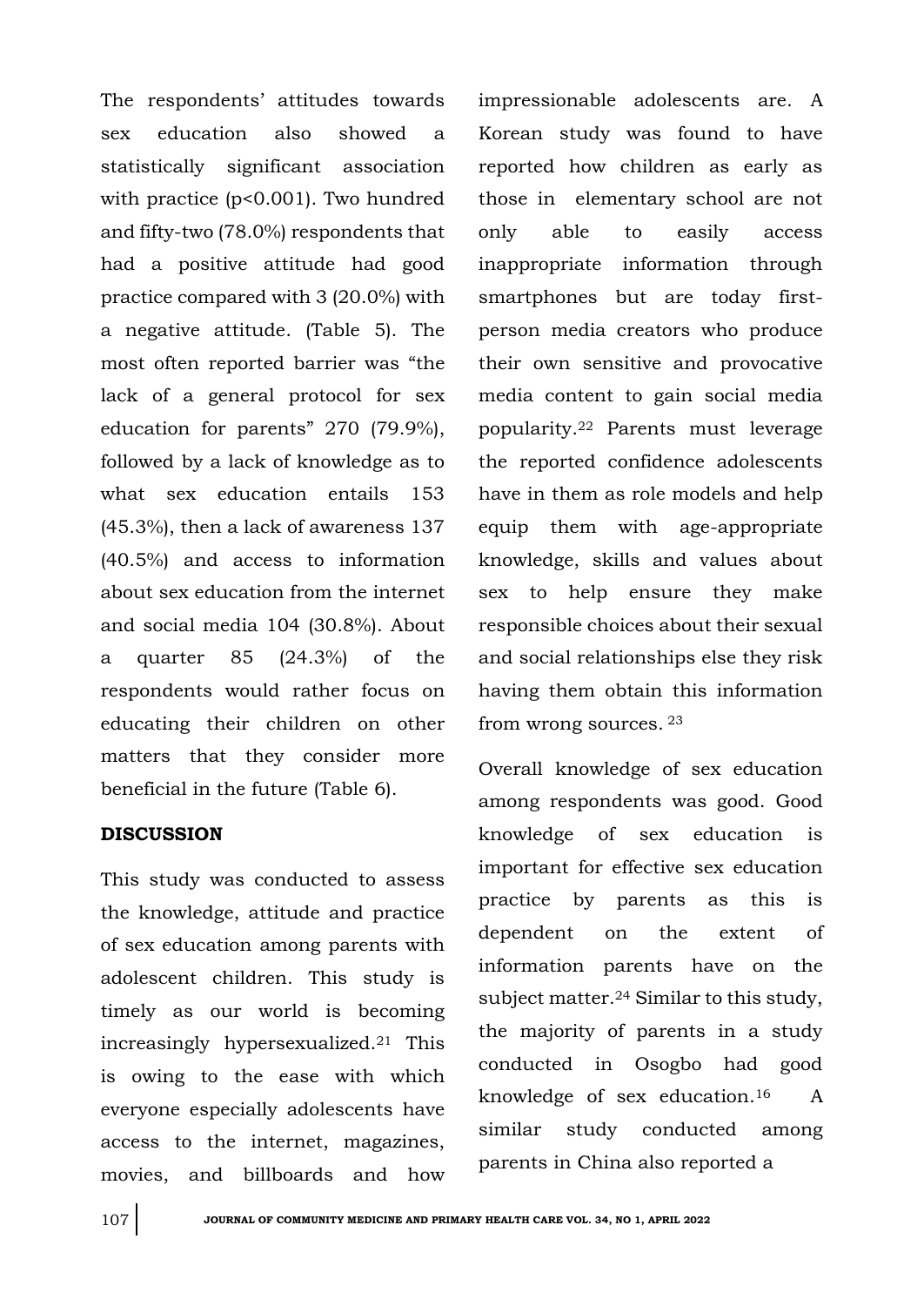The respondents' attitudes towards sex education also showed a statistically significant association with practice ($p<0.001$). Two hundred and fifty-two (78.0%) respondents that had a positive attitude had good practice compared with 3 (20.0%) with a negative attitude. (Table 5). The most often reported barrier was "the lack of a general protocol for sex education for parents" 270 (79.9%), followed by a lack of knowledge as to what sex education entails 153 (45.3%), then a lack of awareness 137 (40.5%) and access to information about sex education from the internet and social media 104 (30.8%). About a quarter 85 (24.3%) of the respondents would rather focus on educating their children on other matters that they consider more beneficial in the future (Table 6).

## DISCUSSION

This study was conducted to assess the knowledge, attitude and practice of sex education among parents with adolescent children. This study is timely as our world is becoming increasingly hypersexualized.[21] This is owing to the ease with which everyone especially adolescents have access to the internet, magazines, movies, and billboards and how impressionable adolescents are. A Korean study was found to have reported how children as early as those in elementary school are not only able to easily access inappropriate information through smartphones but are today first-person media creators who produce their own sensitive and provocative media content to gain social media popularity.[22] Parents must leverage the reported confidence adolescents have in them as role models and help equip them with age-appropriate knowledge, skills and values about sex to help ensure they make responsible choices about their sexual and social relationships else they risk having them obtain this information from wrong sources.[23]

Overall knowledge of sex education among respondents was good. Good knowledge of sex education is important for effective sex education practice by parents as this is dependent on the extent of information parents have on the subject matter.[24] Similar to this study, the majority of parents in a study conducted in Osogbo had good knowledge of sex education.[16] A similar study conducted among parents in China also reported a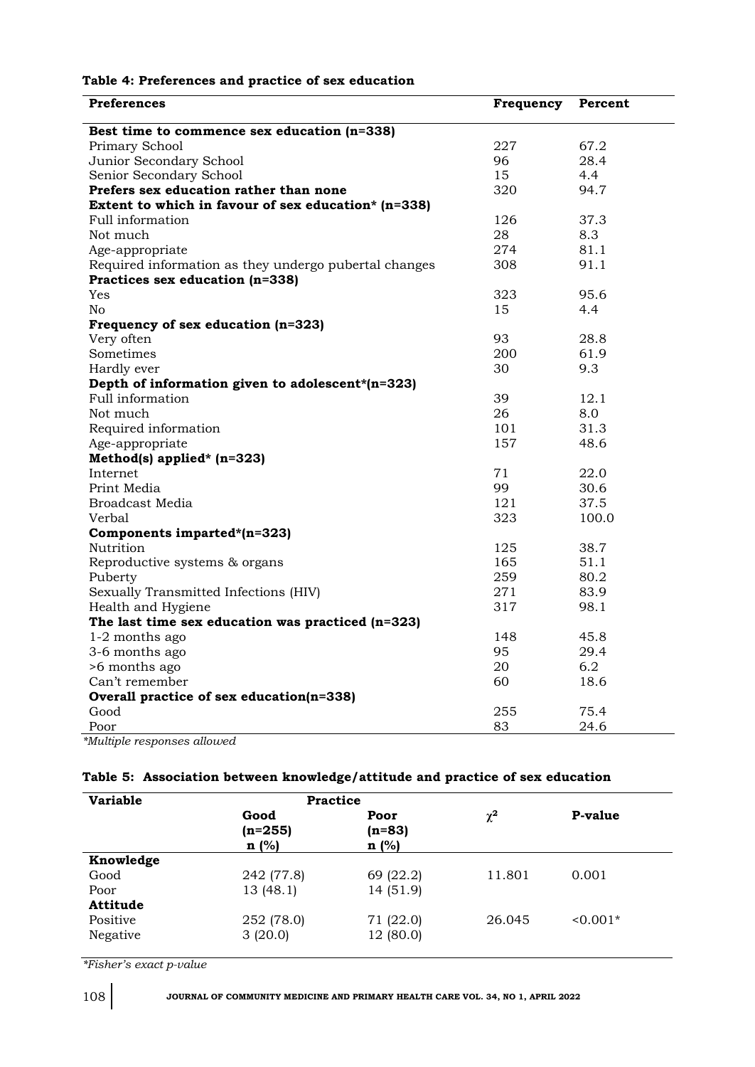**Table 4: Preferences and practice of sex education**

| Preferences | Frequency | Percent |
|---|---|---|
| **Best time to commence sex education (n=338)** | | |
| Primary School | 227 | 67.2 |
| Junior Secondary School | 96 | 28.4 |
| Senior Secondary School | 15 | 4.4 |
| **Prefers sex education rather than none** | 320 | 94.7 |
| **Extent to which in favour of sex education* (n=338)** | | |
| Full information | 126 | 37.3 |
| Not much | 28 | 8.3 |
| Age-appropriate | 274 | 81.1 |
| Required information as they undergo pubertal changes | 308 | 91.1 |
| **Practices sex education (n=338)** | | |
| Yes | 323 | 95.6 |
| No | 15 | 4.4 |
| **Frequency of sex education (n=323)** | | |
| Very often | 93 | 28.8 |
| Sometimes | 200 | 61.9 |
| Hardly ever | 30 | 9.3 |
| **Depth of information given to adolescent*(n=323)** | | |
| Full information | 39 | 12.1 |
| Not much | 26 | 8.0 |
| Required information | 101 | 31.3 |
| Age-appropriate | 157 | 48.6 |
| **Method(s) applied* (n=323)** | | |
| Internet | 71 | 22.0 |
| Print Media | 99 | 30.6 |
| Broadcast Media | 121 | 37.5 |
| Verbal | 323 | 100.0 |
| **Components imparted*(n=323)** | | |
| Nutrition | 125 | 38.7 |
| Reproductive systems & organs | 165 | 51.1 |
| Puberty | 259 | 80.2 |
| Sexually Transmitted Infections (HIV) | 271 | 83.9 |
| Health and Hygiene | 317 | 98.1 |
| **The last time sex education was practiced (n=323)** | | |
| 1-2 months ago | 148 | 45.8 |
| 3-6 months ago | 95 | 29.4 |
| >6 months ago | 20 | 6.2 |
| Can't remember | 60 | 18.6 |
| **Overall practice of sex education(n=338)** | | |
| Good | 255 | 75.4 |
| Poor | 83 | 24.6 |

*Multiple responses allowed

**Table 5: Association between knowledge/attitude and practice of sex education**

| Variable | Practice | | | |
|---|---|---|---|---|
| | Good (n=255) n (%) | Poor (n=83) n (%) | $\chi^2$ | P-value |
| **Knowledge** | | | | |
| Good | 242 (77.8) | 69 (22.2) | 11.801 | 0.001 |
| Poor | 13 (48.1) | 14 (51.9) | | |
| **Attitude** | | | | |
| Positive | 252 (78.0) | 71 (22.0) | 26.045 | <0.001* |
| Negative | 3 (20.0) | 12 (80.0) | | |

*Fisher's exact p-value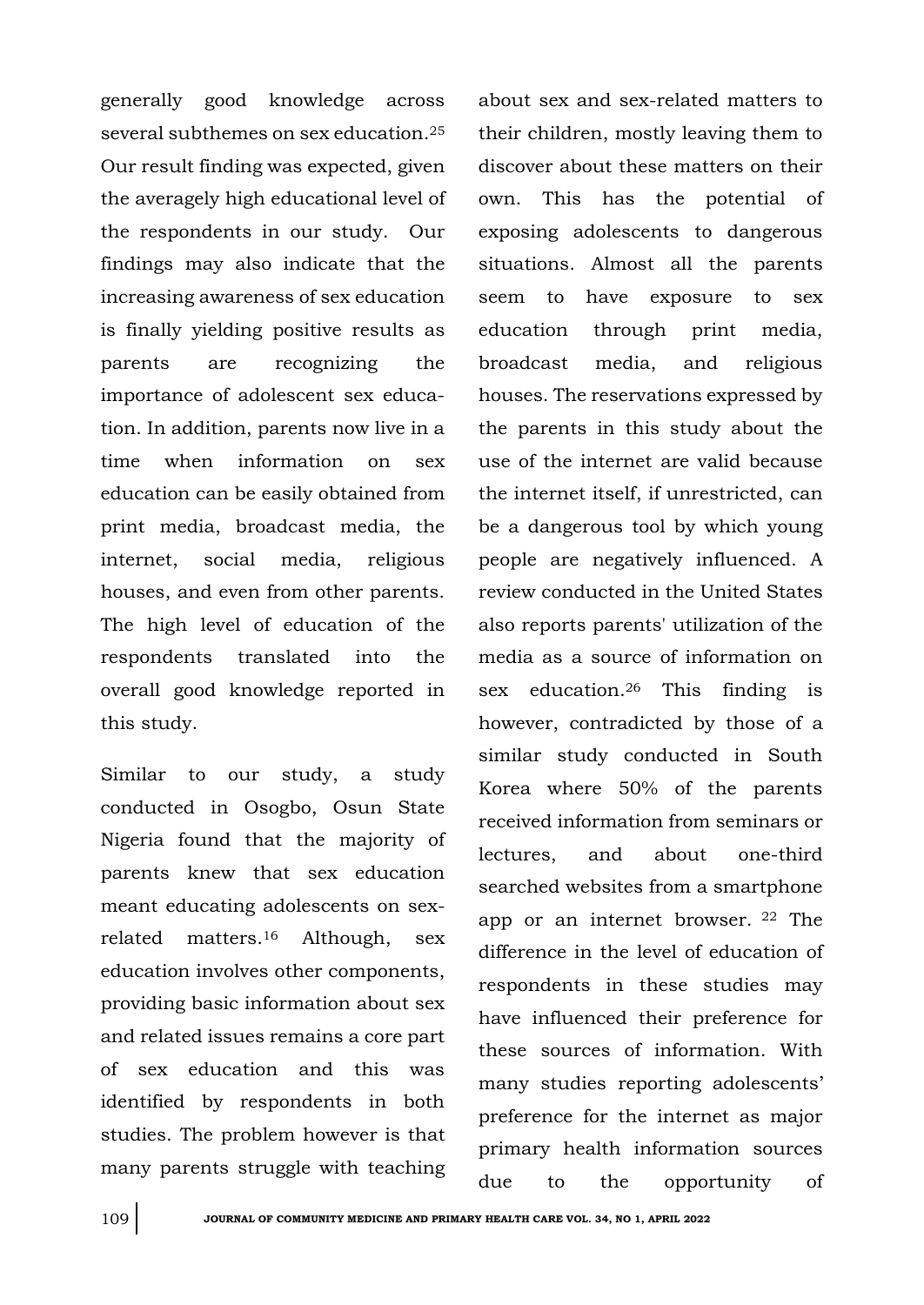generally good knowledge across several subthemes on sex education.[25] Our result finding was expected, given the averagely high educational level of the respondents in our study. Our findings may also indicate that the increasing awareness of sex education is finally yielding positive results as parents are recognizing the importance of adolescent sex education. In addition, parents now live in a time when information on sex education can be easily obtained from print media, broadcast media, the internet, social media, religious houses, and even from other parents. The high level of education of the respondents translated into the overall good knowledge reported in this study.

Similar to our study, a study conducted in Osogbo, Osun State Nigeria found that the majority of parents knew that sex education meant educating adolescents on sex-related matters.[16] Although, sex education involves other components, providing basic information about sex and related issues remains a core part of sex education and this was identified by respondents in both studies. The problem however is that many parents struggle with teaching about sex and sex-related matters to their children, mostly leaving them to discover about these matters on their own. This has the potential of exposing adolescents to dangerous situations. Almost all the parents seem to have exposure to sex education through print media, broadcast media, and religious houses. The reservations expressed by the parents in this study about the use of the internet are valid because the internet itself, if unrestricted, can be a dangerous tool by which young people are negatively influenced. A review conducted in the United States also reports parents' utilization of the media as a source of information on sex education.[26] This finding is however, contradicted by those of a similar study conducted in South Korea where 50% of the parents received information from seminars or lectures, and about one-third searched websites from a smartphone app or an internet browser. [22] The difference in the level of education of respondents in these studies may have influenced their preference for these sources of information. With many studies reporting adolescents' preference for the internet as major primary health information sources due to the opportunity of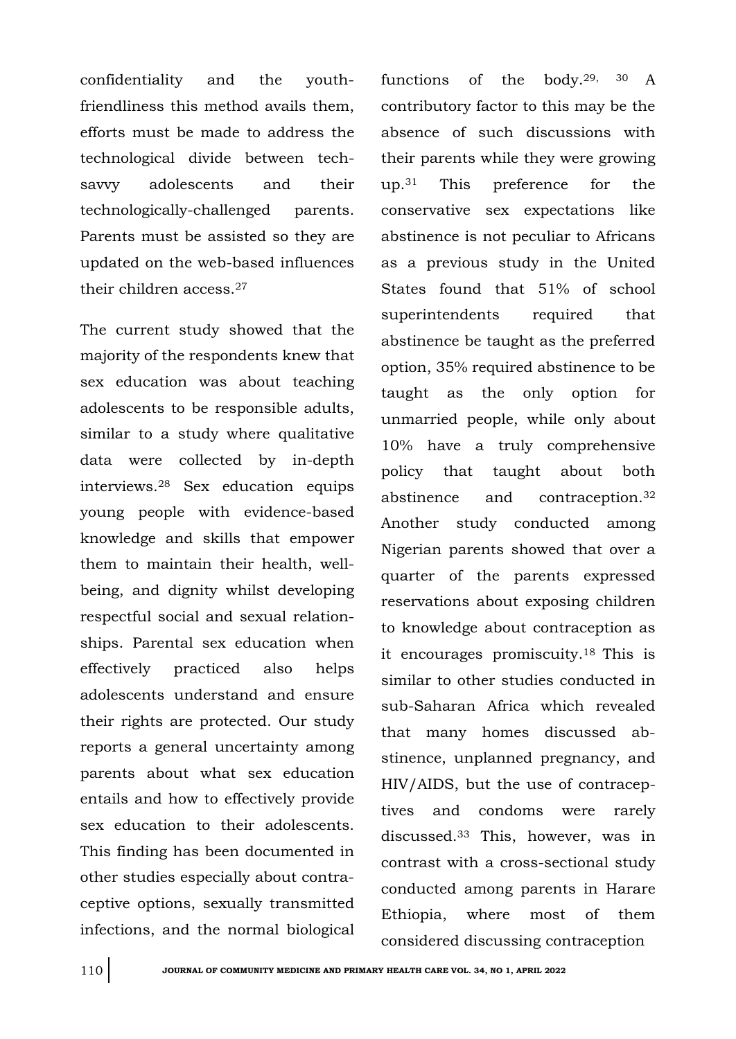confidentiality and the youth-friendliness this method avails them, efforts must be made to address the technological divide between tech-savvy adolescents and their technologically-challenged parents. Parents must be assisted so they are updated on the web-based influences their children access.[27]

The current study showed that the majority of the respondents knew that sex education was about teaching adolescents to be responsible adults, similar to a study where qualitative data were collected by in-depth interviews.[28] Sex education equips young people with evidence-based knowledge and skills that empower them to maintain their health, well-being, and dignity whilst developing respectful social and sexual relationships. Parental sex education when effectively practiced also helps adolescents understand and ensure their rights are protected. Our study reports a general uncertainty among parents about what sex education entails and how to effectively provide sex education to their adolescents. This finding has been documented in other studies especially about contraceptive options, sexually transmitted infections, and the normal biological functions of the body.[29, 30] A contributory factor to this may be the absence of such discussions with their parents while they were growing up.[31] This preference for the conservative sex expectations like abstinence is not peculiar to Africans as a previous study in the United States found that 51% of school superintendents required that abstinence be taught as the preferred option, 35% required abstinence to be taught as the only option for unmarried people, while only about 10% have a truly comprehensive policy that taught about both abstinence and contraception.[32] Another study conducted among Nigerian parents showed that over a quarter of the parents expressed reservations about exposing children to knowledge about contraception as it encourages promiscuity.[18] This is similar to other studies conducted in sub-Saharan Africa which revealed that many homes discussed abstinence, unplanned pregnancy, and HIV/AIDS, but the use of contraceptives and condoms were rarely discussed.[33] This, however, was in contrast with a cross-sectional study conducted among parents in Harare Ethiopia, where most of them considered discussing contraception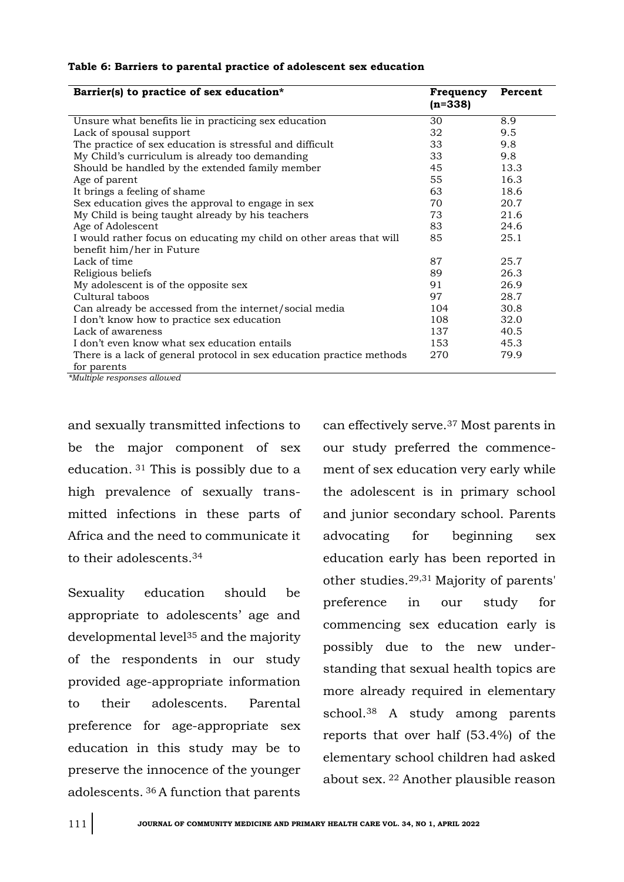**Table 6: Barriers to parental practice of adolescent sex education**

| Barrier(s) to practice of sex education* | Frequency (n=338) | Percent |
|---|---|---|
| Unsure what benefits lie in practicing sex education | 30 | 8.9 |
| Lack of spousal support | 32 | 9.5 |
| The practice of sex education is stressful and difficult | 33 | 9.8 |
| My Child's curriculum is already too demanding | 33 | 9.8 |
| Should be handled by the extended family member | 45 | 13.3 |
| Age of parent | 55 | 16.3 |
| It brings a feeling of shame | 63 | 18.6 |
| Sex education gives the approval to engage in sex | 70 | 20.7 |
| My Child is being taught already by his teachers | 73 | 21.6 |
| Age of Adolescent | 83 | 24.6 |
| I would rather focus on educating my child on other areas that will benefit him/her in Future | 85 | 25.1 |
| Lack of time | 87 | 25.7 |
| Religious beliefs | 89 | 26.3 |
| My adolescent is of the opposite sex | 91 | 26.9 |
| Cultural taboos | 97 | 28.7 |
| Can already be accessed from the internet/social media | 104 | 30.8 |
| I don't know how to practice sex education | 108 | 32.0 |
| Lack of awareness | 137 | 40.5 |
| I don't even know what sex education entails | 153 | 45.3 |
| There is a lack of general protocol in sex education practice methods for parents | 270 | 79.9 |

*Multiple responses allowed*

and sexually transmitted infections to be the major component of sex education. [31] This is possibly due to a high prevalence of sexually transmitted infections in these parts of Africa and the need to communicate it to their adolescents.[34]

Sexuality education should be appropriate to adolescents' age and developmental level[35] and the majority of the respondents in our study provided age-appropriate information to their adolescents. Parental preference for age-appropriate sex education in this study may be to preserve the innocence of the younger adolescents. [36] A function that parents can effectively serve.[37] Most parents in our study preferred the commencement of sex education very early while the adolescent is in primary school and junior secondary school. Parents advocating for beginning sex education early has been reported in other studies.[29,31] Majority of parents' preference in our study for commencing sex education early is possibly due to the new understanding that sexual health topics are more already required in elementary school.[38] A study among parents reports that over half (53.4%) of the elementary school children had asked about sex. [22] Another plausible reason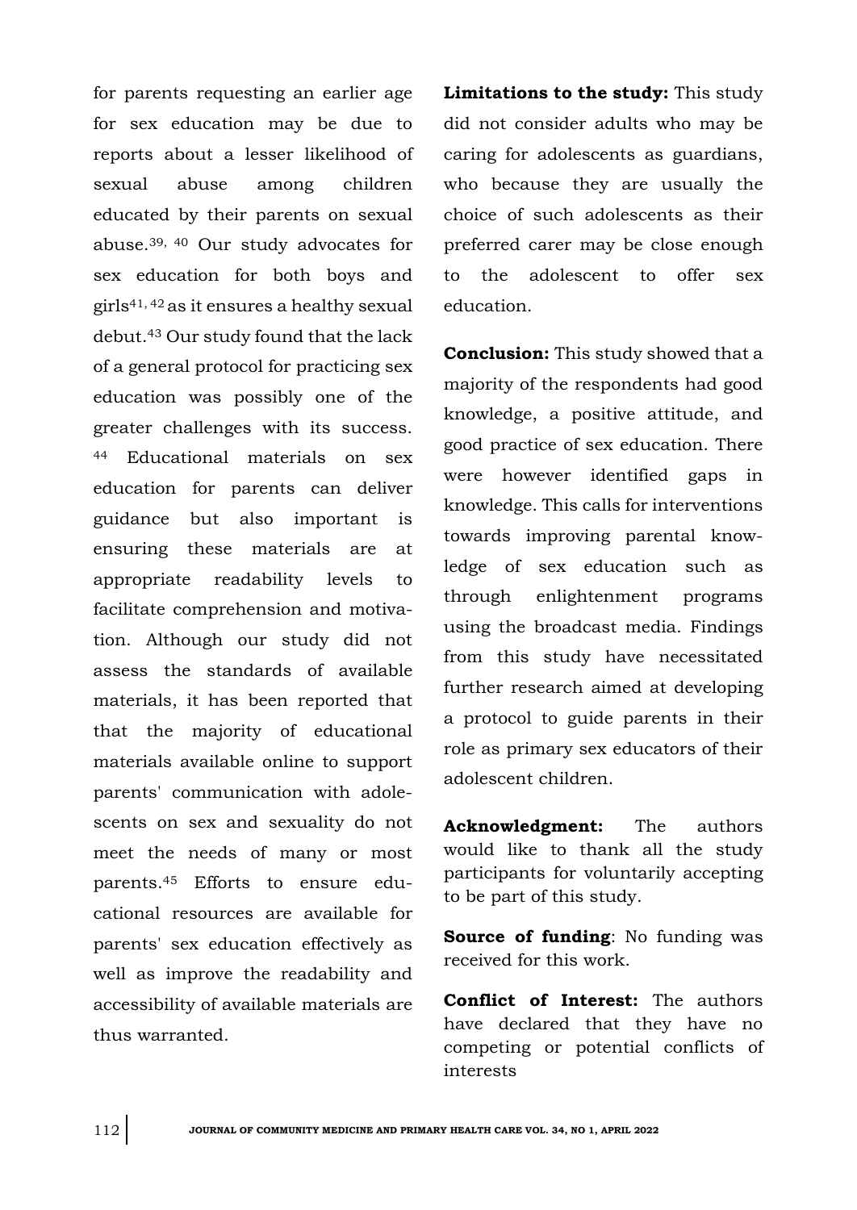for parents requesting an earlier age for sex education may be due to reports about a lesser likelihood of sexual abuse among children educated by their parents on sexual abuse.[39, 40] Our study advocates for sex education for both boys and girls[41, 42] as it ensures a healthy sexual debut.[43] Our study found that the lack of a general protocol for practicing sex education was possibly one of the greater challenges with its success.[44] Educational materials on sex education for parents can deliver guidance but also important is ensuring these materials are at appropriate readability levels to facilitate comprehension and motivation. Although our study did not assess the standards of available materials, it has been reported that that the majority of educational materials available online to support parents' communication with adolescents on sex and sexuality do not meet the needs of many or most parents.[45] Efforts to ensure educational resources are available for parents' sex education effectively as well as improve the readability and accessibility of available materials are thus warranted.

**Limitations to the study:** This study did not consider adults who may be caring for adolescents as guardians, who because they are usually the choice of such adolescents as their preferred carer may be close enough to the adolescent to offer sex education.

**Conclusion:** This study showed that a majority of the respondents had good knowledge, a positive attitude, and good practice of sex education. There were however identified gaps in knowledge. This calls for interventions towards improving parental knowledge of sex education such as through enlightenment programs using the broadcast media. Findings from this study have necessitated further research aimed at developing a protocol to guide parents in their role as primary sex educators of their adolescent children.

**Acknowledgment:** The authors would like to thank all the study participants for voluntarily accepting to be part of this study.

**Source of funding**: No funding was received for this work.

**Conflict of Interest:** The authors have declared that they have no competing or potential conflicts of interests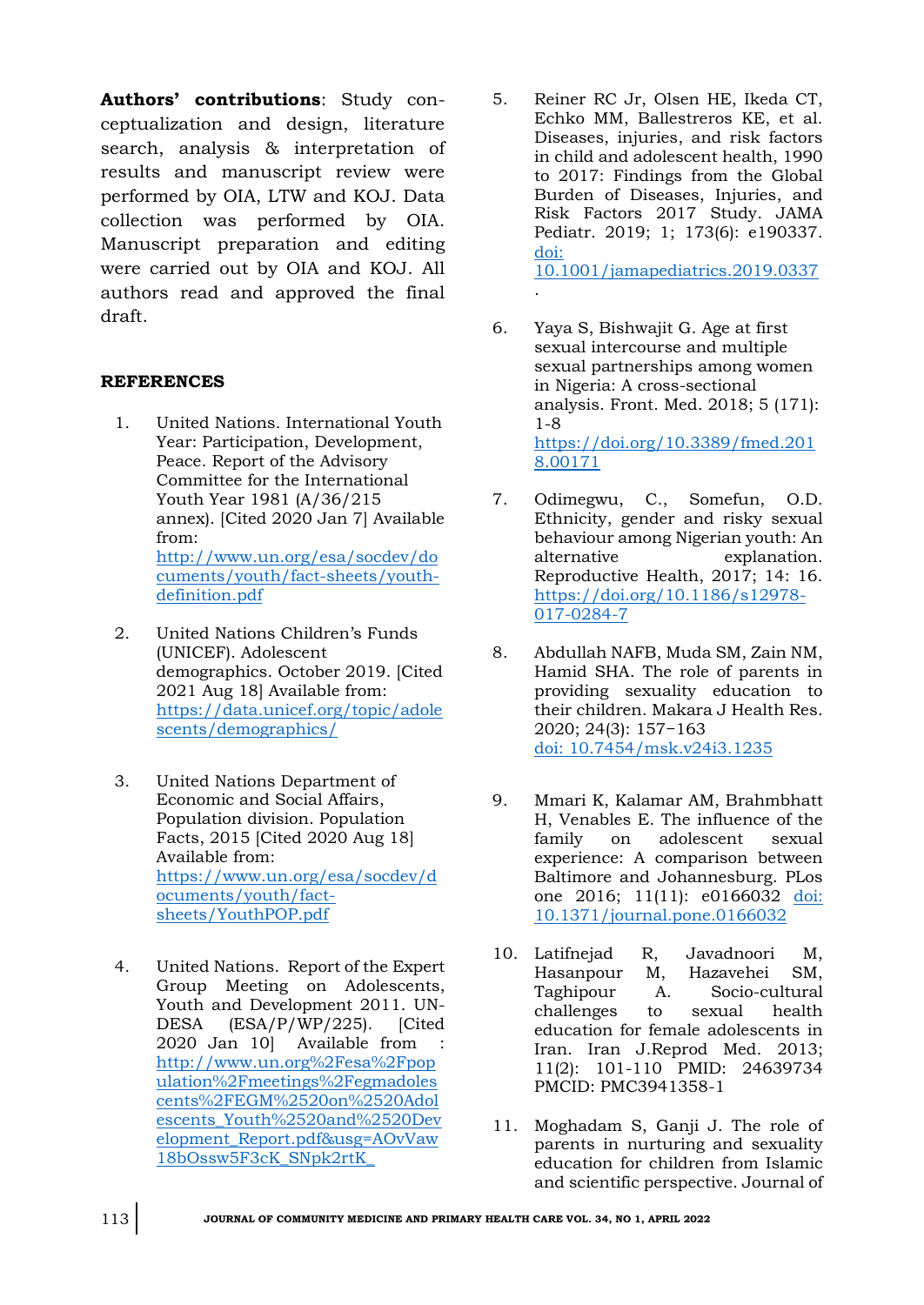**Authors' contributions**: Study conceptualization and design, literature search, analysis & interpretation of results and manuscript review were performed by OIA, LTW and KOJ. Data collection was performed by OIA. Manuscript preparation and editing were carried out by OIA and KOJ. All authors read and approved the final draft.

## REFERENCES

1. United Nations. International Youth Year: Participation, Development, Peace. Report of the Advisory Committee for the International Youth Year 1981 (A/36/215 annex). [Cited 2020 Jan 7] Available from: http://www.un.org/esa/socdev/documents/youth/fact-sheets/youth-definition.pdf

2. United Nations Children's Funds (UNICEF). Adolescent demographics. October 2019. [Cited 2021 Aug 18] Available from: https://data.unicef.org/topic/adolescents/demographics/

3. United Nations Department of Economic and Social Affairs, Population division. Population Facts, 2015 [Cited 2020 Aug 18] Available from: https://www.un.org/esa/socdev/documents/youth/fact-sheets/YouthPOP.pdf

4. United Nations. Report of the Expert Group Meeting on Adolescents, Youth and Development 2011. UN-DESA (ESA/P/WP/225). [Cited 2020 Jan 10] Available from : http://www.un.org%2Fesa%2Fpopulation%2Fmeetings%2Fegmadolescents%2FEGM%2520on%2520Adolescents_Youth%2520and%2520Development_Report.pdf&usg=AOvVaw18bOssw5F3cK_SNpk2rtK_

5. Reiner RC Jr, Olsen HE, Ikeda CT, Echko MM, Ballestreros KE, et al. Diseases, injuries, and risk factors in child and adolescent health, 1990 to 2017: Findings from the Global Burden of Diseases, Injuries, and Risk Factors 2017 Study. JAMA Pediatr. 2019; 1; 173(6): e190337. doi: 10.1001/jamapediatrics.2019.0337.

6. Yaya S, Bishwajit G. Age at first sexual intercourse and multiple sexual partnerships among women in Nigeria: A cross-sectional analysis. Front. Med. 2018; 5 (171): 1-8 https://doi.org/10.3389/fmed.2018.00171

7. Odimegwu, C., Somefun, O.D. Ethnicity, gender and risky sexual behaviour among Nigerian youth: An alternative explanation. Reproductive Health, 2017; 14: 16. https://doi.org/10.1186/s12978-017-0284-7

8. Abdullah NAFB, Muda SM, Zain NM, Hamid SHA. The role of parents in providing sexuality education to their children. Makara J Health Res. 2020; 24(3): 157−163 doi: 10.7454/msk.v24i3.1235

9. Mmari K, Kalamar AM, Brahmbhatt H, Venables E. The influence of the family on adolescent sexual experience: A comparison between Baltimore and Johannesburg. PLos one 2016; 11(11): e0166032 doi: 10.1371/journal.pone.0166032

10. Latifnejad R, Javadnoori M, Hasanpour M, Hazavehei SM, Taghipour A. Socio-cultural challenges to sexual health education for female adolescents in Iran. Iran J.Reprod Med. 2013; 11(2): 101-110 PMID: 24639734 PMCID: PMC3941358-1

11. Moghadam S, Ganji J. The role of parents in nurturing and sexuality education for children from Islamic and scientific perspective. Journal of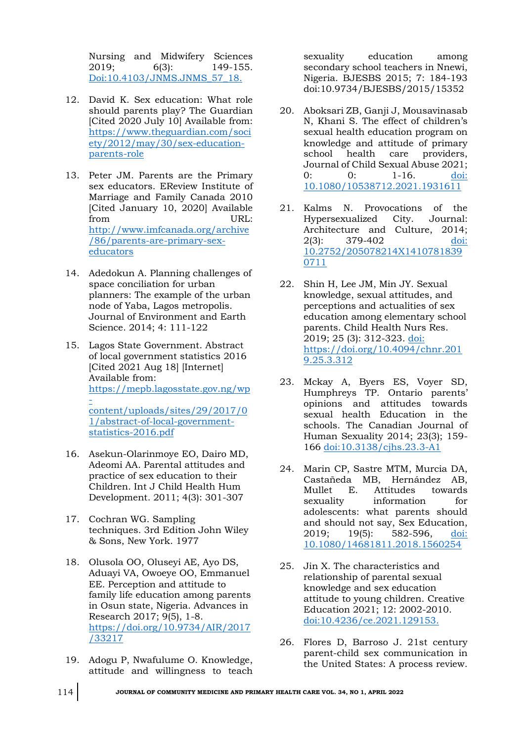Nursing and Midwifery Sciences 2019; 6(3): 149-155. Doi:10.4103/JNMS.JNMS_57_18.

12. David K. Sex education: What role should parents play? The Guardian [Cited 2020 July 10] Available from: https://www.theguardian.com/society/2012/may/30/sex-education-parents-role

13. Peter JM. Parents are the Primary sex educators. EReview Institute of Marriage and Family Canada 2010 [Cited January 10, 2020] Available from URL: http://www.imfcanada.org/archive/86/parents-are-primary-sex-educators

14. Adedokun A. Planning challenges of space conciliation for urban planners: The example of the urban node of Yaba, Lagos metropolis. Journal of Environment and Earth Science. 2014; 4: 111-122

15. Lagos State Government. Abstract of local government statistics 2016 [Cited 2021 Aug 18] [Internet] Available from: https://mepb.lagosstate.gov.ng/wp-content/uploads/sites/29/2017/01/abstract-of-local-government-statistics-2016.pdf

16. Asekun-Olarinmoye EO, Dairo MD, Adeomi AA. Parental attitudes and practice of sex education to their Children. Int J Child Health Hum Development. 2011; 4(3): 301-307

17. Cochran WG. Sampling techniques. 3rd Edition John Wiley & Sons, New York. 1977

18. Olusola OO, Oluseyi AE, Ayo DS, Aduayi VA, Owoeye OO, Emmanuel EE. Perception and attitude to family life education among parents in Osun state, Nigeria. Advances in Research 2017; 9(5), 1-8. https://doi.org/10.9734/AIR/2017/33217

19. Adogu P, Nwafulume O. Knowledge, attitude and willingness to teach sexuality education among secondary school teachers in Nnewi, Nigeria. BJESBS 2015; 7: 184-193 doi:10.9734/BJESBS/2015/15352

20. Aboksari ZB, Ganji J, Mousavinasab N, Khani S. The effect of children's sexual health education program on knowledge and attitude of primary school health care providers, Journal of Child Sexual Abuse 2021; 0: 0: 1-16. doi: 10.1080/10538712.2021.1931611

21. Kalms N. Provocations of the Hypersexualized City. Journal: Architecture and Culture, 2014; 2(3): 379-402 doi: 10.2752/205078214X14107818390711

22. Shin H, Lee JM, Min JY. Sexual knowledge, sexual attitudes, and perceptions and actualities of sex education among elementary school parents. Child Health Nurs Res. 2019; 25 (3): 312-323. doi: https://doi.org/10.4094/chnr.2019.25.3.312

23. Mckay A, Byers ES, Voyer SD, Humphreys TP. Ontario parents' opinions and attitudes towards sexual health Education in the schools. The Canadian Journal of Human Sexuality 2014; 23(3); 159-166 doi:10.3138/cjhs.23.3-A1

24. Marin CP, Sastre MTM, Murcia DA, Castañeda MB, Hernández AB, Mullet E. Attitudes towards sexuality information for adolescents: what parents should and should not say, Sex Education, 2019; 19(5): 582-596, doi: 10.1080/14681811.2018.1560254

25. Jin X. The characteristics and relationship of parental sexual knowledge and sex education attitude to young children. Creative Education 2021; 12: 2002-2010. doi:10.4236/ce.2021.129153.

26. Flores D, Barroso J. 21st century parent-child sex communication in the United States: A process review.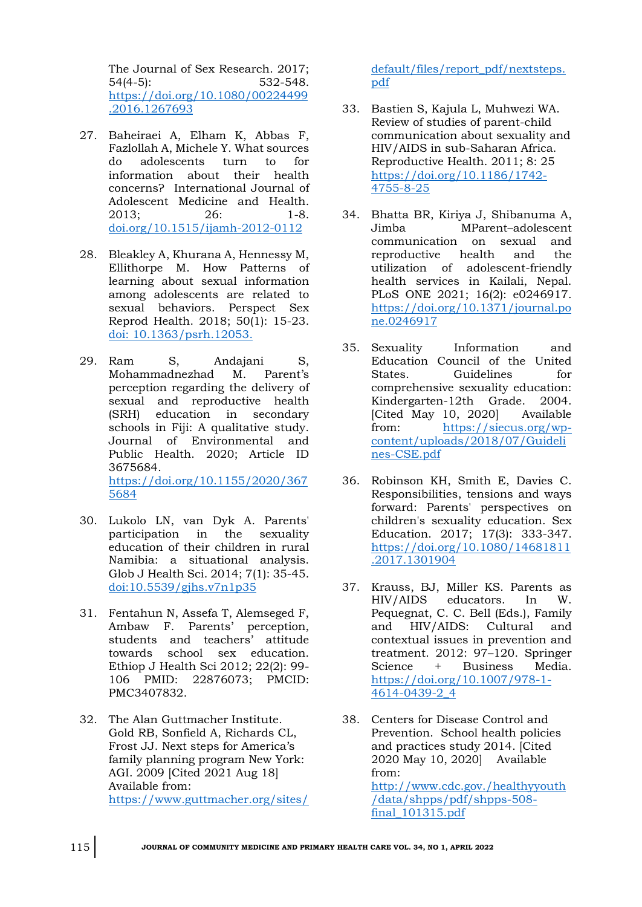The Journal of Sex Research. 2017; 54(4-5): 532-548. https://doi.org/10.1080/00224499.2016.1267693

27. Baheiraei A, Elham K, Abbas F, Fazlollah A, Michele Y. What sources do adolescents turn to for information about their health concerns? International Journal of Adolescent Medicine and Health. 2013; 26: 1-8. doi.org/10.1515/ijamh-2012-0112

28. Bleakley A, Khurana A, Hennessy M, Ellithorpe M. How Patterns of learning about sexual information among adolescents are related to sexual behaviors. Perspect Sex Reprod Health. 2018; 50(1): 15-23. doi: 10.1363/psrh.12053.

29. Ram S, Andajani S, Mohammadnezhad M. Parent's perception regarding the delivery of sexual and reproductive health (SRH) education in secondary schools in Fiji: A qualitative study. Journal of Environmental and Public Health. 2020; Article ID 3675684. https://doi.org/10.1155/2020/3675684

30. Lukolo LN, van Dyk A. Parents' participation in the sexuality education of their children in rural Namibia: a situational analysis. Glob J Health Sci. 2014; 7(1): 35-45. doi:10.5539/gjhs.v7n1p35

31. Fentahun N, Assefa T, Alemseged F, Ambaw F. Parents' perception, students and teachers' attitude towards school sex education. Ethiop J Health Sci 2012; 22(2): 99-106 PMID: 22876073; PMCID: PMC3407832.

32. The Alan Guttmacher Institute. Gold RB, Sonfield A, Richards CL, Frost JJ. Next steps for America's family planning program New York: AGI. 2009 [Cited 2021 Aug 18] Available from: https://www.guttmacher.org/sites/default/files/report_pdf/nextsteps.pdf

33. Bastien S, Kajula L, Muhwezi WA. Review of studies of parent-child communication about sexuality and HIV/AIDS in sub-Saharan Africa. Reproductive Health. 2011; 8: 25 https://doi.org/10.1186/1742-4755-8-25

34. Bhatta BR, Kiriya J, Shibanuma A, Jimba MParent–adolescent communication on sexual and reproductive health and the utilization of adolescent-friendly health services in Kailali, Nepal. PLoS ONE 2021; 16(2): e0246917. https://doi.org/10.1371/journal.pone.0246917

35. Sexuality Information and Education Council of the United States. Guidelines for comprehensive sexuality education: Kindergarten-12th Grade. 2004. [Cited May 10, 2020] Available from: https://siecus.org/wp-content/uploads/2018/07/Guidelines-CSE.pdf

36. Robinson KH, Smith E, Davies C. Responsibilities, tensions and ways forward: Parents' perspectives on children's sexuality education. Sex Education. 2017; 17(3): 333-347. https://doi.org/10.1080/14681811.2017.1301904

37. Krauss, BJ, Miller KS. Parents as HIV/AIDS educators. In W. Pequegnat, C. C. Bell (Eds.), Family and HIV/AIDS: Cultural and contextual issues in prevention and treatment. 2012: 97–120. Springer Science + Business Media. https://doi.org/10.1007/978-1-4614-0439-2_4

38. Centers for Disease Control and Prevention. School health policies and practices study 2014. [Cited 2020 May 10, 2020] Available from: http://www.cdc.gov./healthyyouth/data/shpps/pdf/shpps-508-final_101315.pdf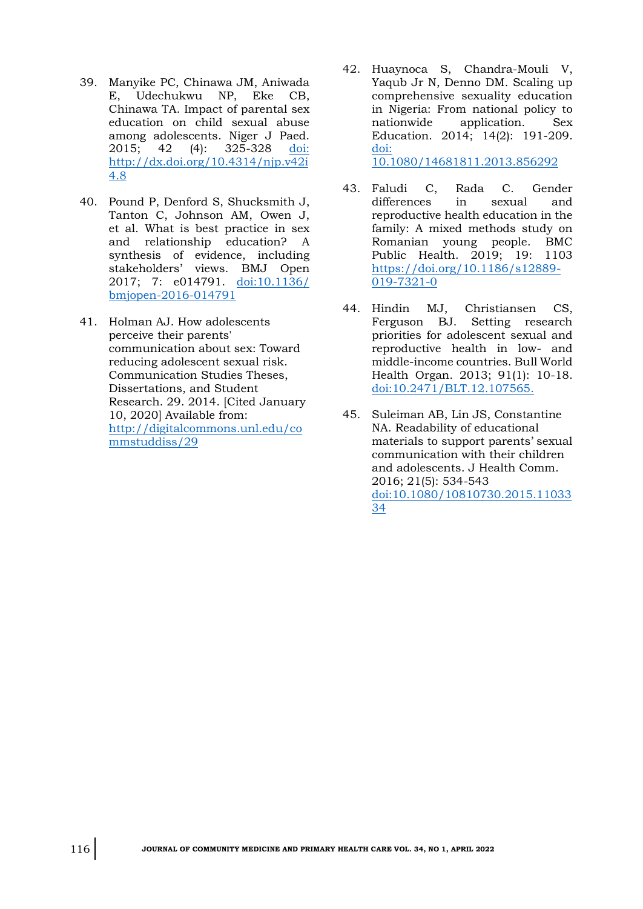39. Manyike PC, Chinawa JM, Aniwada E, Udechukwu NP, Eke CB, Chinawa TA. Impact of parental sex education on child sexual abuse among adolescents. Niger J Paed. 2015; 42 (4): 325-328 doi: http://dx.doi.org/10.4314/njp.v42i4.8

40. Pound P, Denford S, Shucksmith J, Tanton C, Johnson AM, Owen J, et al. What is best practice in sex and relationship education? A synthesis of evidence, including stakeholders' views. BMJ Open 2017; 7: e014791. doi:10.1136/bmjopen-2016-014791

41. Holman AJ. How adolescents perceive their parents' communication about sex: Toward reducing adolescent sexual risk. Communication Studies Theses, Dissertations, and Student Research. 29. 2014. [Cited January 10, 2020] Available from: http://digitalcommons.unl.edu/commstuddiss/29

42. Huaynoca S, Chandra-Mouli V, Yaqub Jr N, Denno DM. Scaling up comprehensive sexuality education in Nigeria: From national policy to nationwide application. Sex Education. 2014; 14(2): 191-209. doi: 10.1080/14681811.2013.856292

43. Faludi C, Rada C. Gender differences in sexual and reproductive health education in the family: A mixed methods study on Romanian young people. BMC Public Health. 2019; 19: 1103 https://doi.org/10.1186/s12889-019-7321-0

44. Hindin MJ, Christiansen CS, Ferguson BJ. Setting research priorities for adolescent sexual and reproductive health in low- and middle-income countries. Bull World Health Organ. 2013; 91(1): 10-18. doi:10.2471/BLT.12.107565.

45. Suleiman AB, Lin JS, Constantine NA. Readability of educational materials to support parents' sexual communication with their children and adolescents. J Health Comm. 2016; 21(5): 534-543 doi:10.1080/10810730.2015.1103334